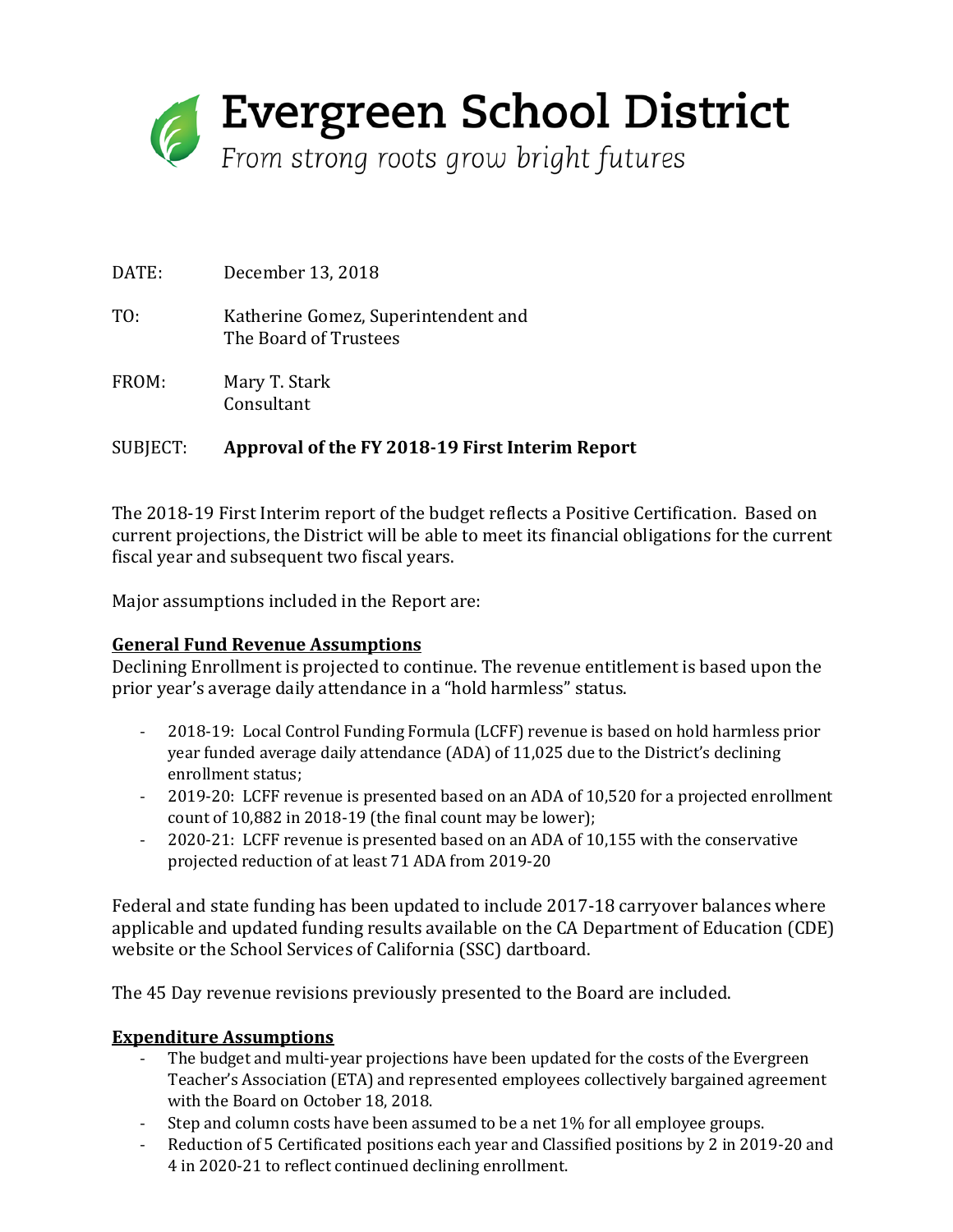# Evergreen School District

*From strong roots grow bright futures*

DATE: December 13, 2018

TO: Katherine Gomez, Superintendent and
The Board of Trustees

FROM: Mary T. Stark
Consultant

SUBJECT: **Approval of the FY 2018-19 First Interim Report**

The 2018-19 First Interim report of the budget reflects a Positive Certification. Based on current projections, the District will be able to meet its financial obligations for the current fiscal year and subsequent two fiscal years.

Major assumptions included in the Report are:

**General Fund Revenue Assumptions**

Declining Enrollment is projected to continue. The revenue entitlement is based upon the prior year's average daily attendance in a "hold harmless" status.

- 2018-19: Local Control Funding Formula (LCFF) revenue is based on hold harmless prior year funded average daily attendance (ADA) of 11,025 due to the District's declining enrollment status;
- 2019-20: LCFF revenue is presented based on an ADA of 10,520 for a projected enrollment count of 10,882 in 2018-19 (the final count may be lower);
- 2020-21: LCFF revenue is presented based on an ADA of 10,155 with the conservative projected reduction of at least 71 ADA from 2019-20

Federal and state funding has been updated to include 2017-18 carryover balances where applicable and updated funding results available on the CA Department of Education (CDE) website or the School Services of California (SSC) dartboard.

The 45 Day revenue revisions previously presented to the Board are included.

**Expenditure Assumptions**

- The budget and multi-year projections have been updated for the costs of the Evergreen Teacher's Association (ETA) and represented employees collectively bargained agreement with the Board on October 18, 2018.
- Step and column costs have been assumed to be a net 1% for all employee groups.
- Reduction of 5 Certificated positions each year and Classified positions by 2 in 2019-20 and 4 in 2020-21 to reflect continued declining enrollment.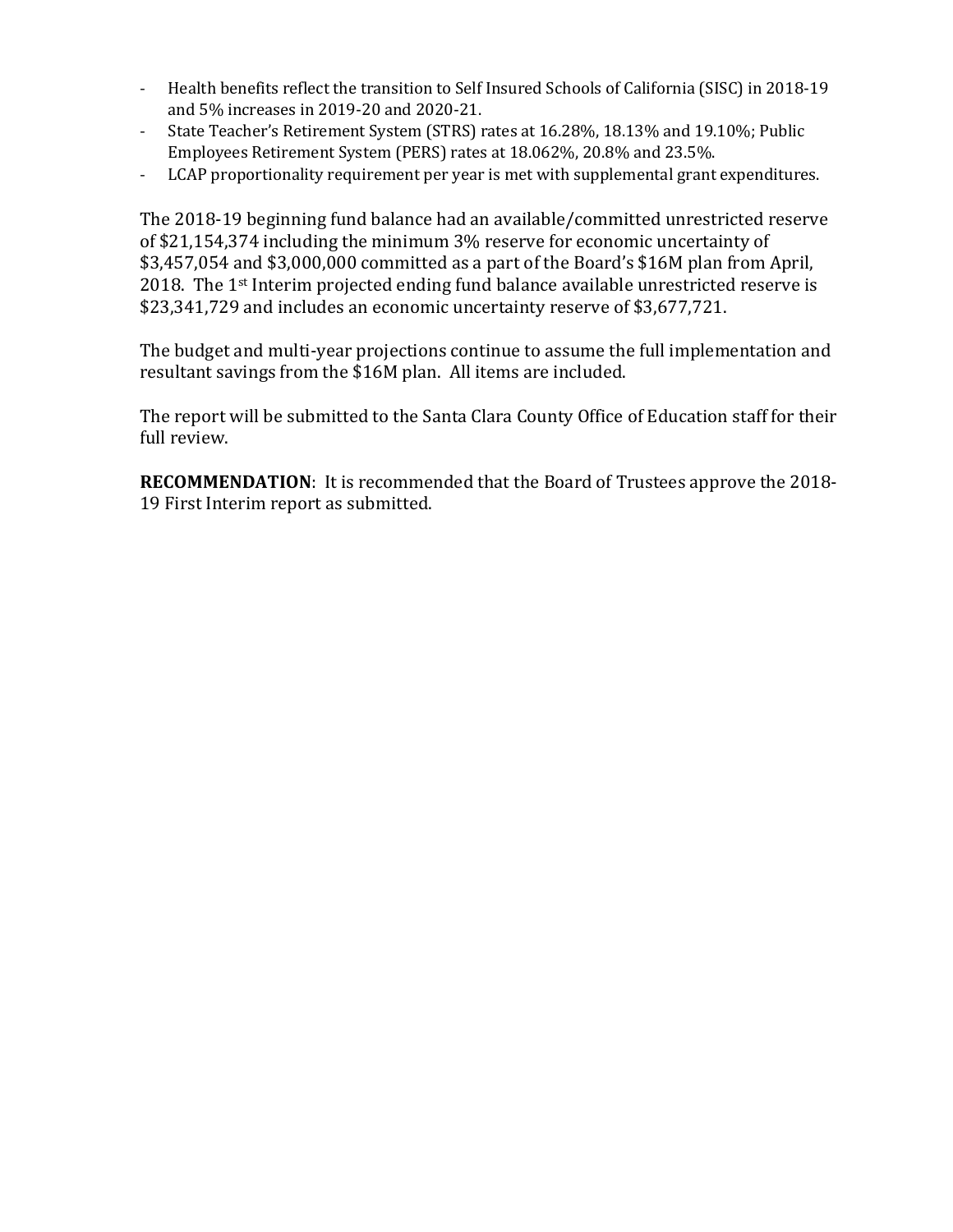- Health benefits reflect the transition to Self Insured Schools of California (SISC) in 2018-19 and 5% increases in 2019-20 and 2020-21.
- State Teacher's Retirement System (STRS) rates at 16.28%, 18.13% and 19.10%; Public Employees Retirement System (PERS) rates at 18.062%, 20.8% and 23.5%.
- LCAP proportionality requirement per year is met with supplemental grant expenditures.

The 2018-19 beginning fund balance had an available/committed unrestricted reserve of $21,154,374 including the minimum 3% reserve for economic uncertainty of $3,457,054 and $3,000,000 committed as a part of the Board's $16M plan from April, 2018. The 1st Interim projected ending fund balance available unrestricted reserve is $23,341,729 and includes an economic uncertainty reserve of $3,677,721.

The budget and multi-year projections continue to assume the full implementation and resultant savings from the $16M plan. All items are included.

The report will be submitted to the Santa Clara County Office of Education staff for their full review.

**RECOMMENDATION**: It is recommended that the Board of Trustees approve the 2018-19 First Interim report as submitted.